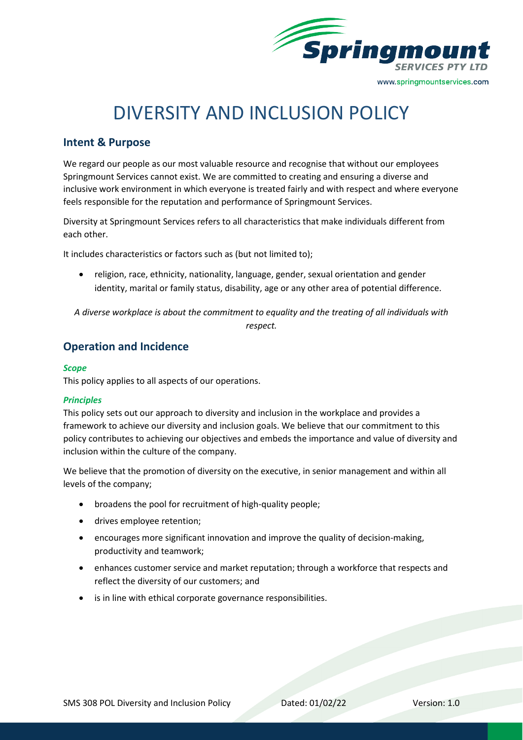# DIVERSITY AND INCLUSION POLICY

## Intent & Purpose

We regard our people as our most valuable resource and recognise that without our employees Springmount Services cannot exist. We are committed to creating and ensuring a diverse and inclusive work environment in which everyone is treated fairly and with respect and where everyone feels responsible for the reputation and performance of Springmount Services.

Diversity at Springmount Services refers to all characteristics that make individuals different from each other.

It includes characteristics or factors such as (but not limited to);

- religion, race, ethnicity, nationality, language, gender, sexual orientation and gender identity, marital or family status, disability, age or any other area of potential difference.

*A diverse workplace is about the commitment to equality and the treating of all individuals with respect.*

## Operation and Incidence

### *Scope*

This policy applies to all aspects of our operations.

### *Principles*

This policy sets out our approach to diversity and inclusion in the workplace and provides a framework to achieve our diversity and inclusion goals. We believe that our commitment to this policy contributes to achieving our objectives and embeds the importance and value of diversity and inclusion within the culture of the company.

We believe that the promotion of diversity on the executive, in senior management and within all levels of the company;

- broadens the pool for recruitment of high-quality people;
- drives employee retention;
- encourages more significant innovation and improve the quality of decision-making, productivity and teamwork;
- enhances customer service and market reputation; through a workforce that respects and reflect the diversity of our customers; and
- is in line with ethical corporate governance responsibilities.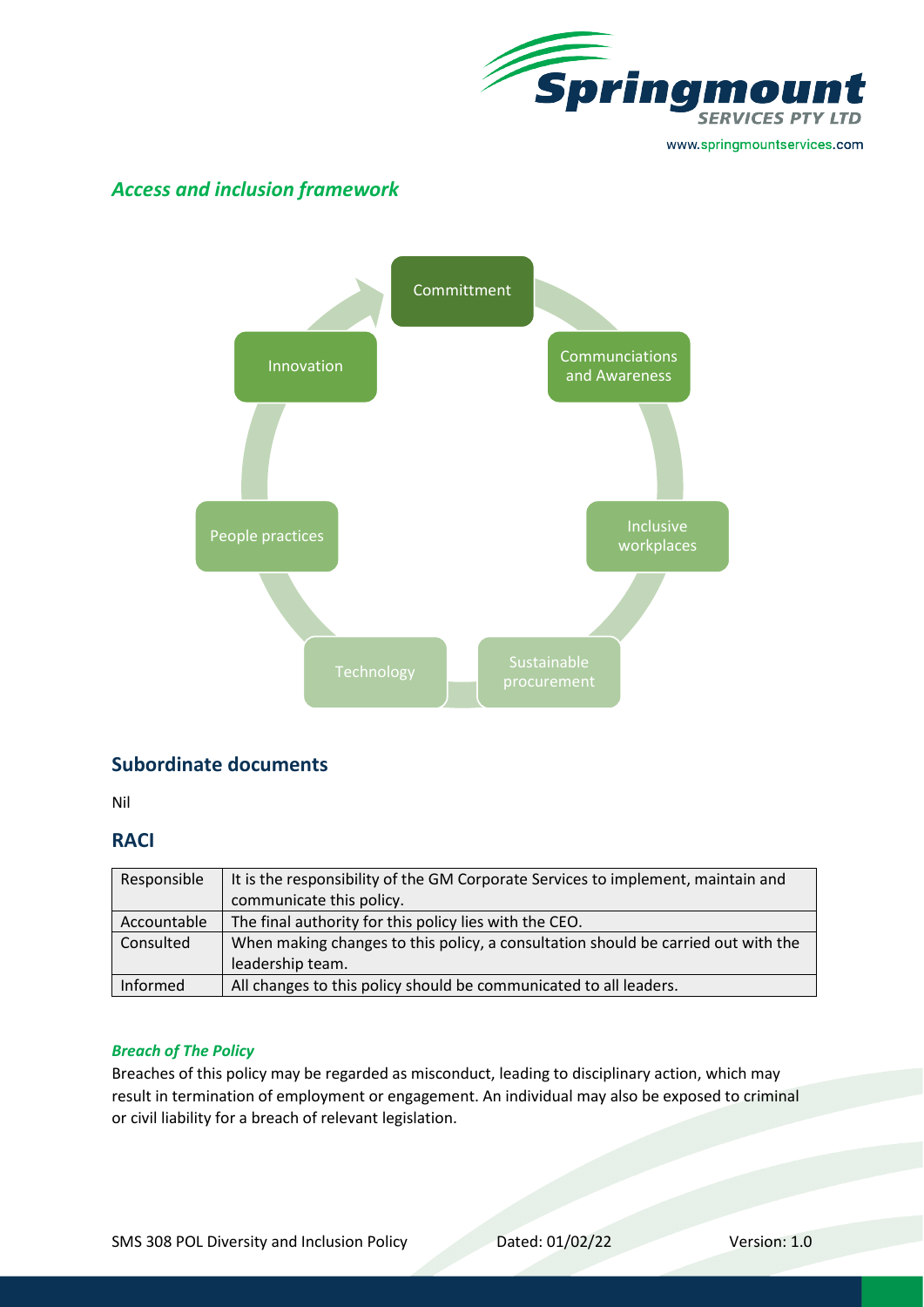## *Access and inclusion framework*

Committment

Communciations and Awareness

Inclusive workplaces

Sustainable procurement

Technology

People practices

Innovation

## Subordinate documents

Nil

## RACI

| | |
|---|---|
| Responsible | It is the responsibility of the GM Corporate Services to implement, maintain and communicate this policy. |
| Accountable | The final authority for this policy lies with the CEO. |
| Consulted | When making changes to this policy, a consultation should be carried out with the leadership team. |
| Informed | All changes to this policy should be communicated to all leaders. |

#### *Breach of The Policy*

Breaches of this policy may be regarded as misconduct, leading to disciplinary action, which may result in termination of employment or engagement. An individual may also be exposed to criminal or civil liability for a breach of relevant legislation.